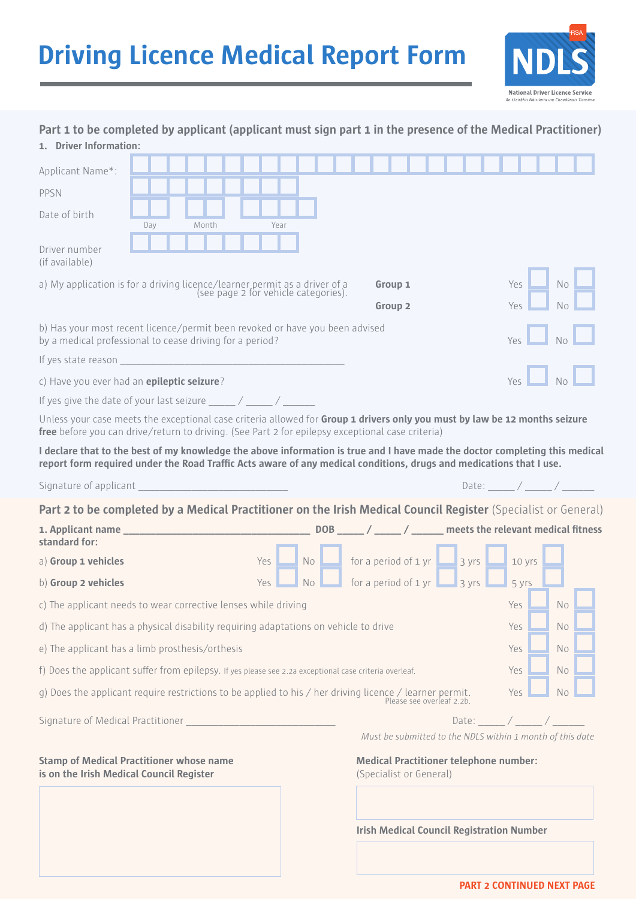# Driving Licence Medical Report Form

NDLS
National Driver Licence Service
An tSeirbhís Náisiúnta um Cheadúnais Tiomána

## Part 1 to be completed by applicant (applicant must sign part 1 in the presence of the Medical Practitioner)

**1. Driver Information:**

Applicant Name*:

PPSN

Date of birth (Day / Month / Year)

Driver number (if available)

a) My application is for a driving licence/learner permit as a driver of a (see page 2 for vehicle categories).

| | | |
|---|---|---|
| **Group 1** | Yes ☐ | No ☐ |
| **Group 2** | Yes ☐ | No ☐ |

b) Has your most recent licence/permit been revoked or have you been advised by a medical professional to cease driving for a period? Yes ☐ No ☐

If yes state reason ____________________________________________

c) Have you ever had an **epileptic seizure**? Yes ☐ No ☐

If yes give the date of your last seizure _____ / _____ / ______

Unless your case meets the exceptional case criteria allowed for **Group 1 drivers only you must by law be 12 months seizure free** before you can drive/return to driving. (See Part 2 for epilepsy exceptional case criteria)

**I declare that to the best of my knowledge the above information is true and I have made the doctor completing this medical report form required under the Road Traffic Acts aware of any medical conditions, drugs and medications that I use.**

Signature of applicant ___________________________ Date: _____ / _____ / ______

## Part 2 to be completed by a Medical Practitioner on the Irish Medical Council Register (Specialist or General)

**1. Applicant name ___________________________________ DOB _____ / _____ / ______ meets the relevant medical fitness standard for:**

| | | | | | |
|---|---|---|---|---|---|
| a) **Group 1 vehicles** | Yes ☐ | No ☐ | for a period of 1 yr ☐ | 3 yrs ☐ | 10 yrs ☐ |
| b) **Group 2 vehicles** | Yes ☐ | No ☐ | for a period of 1 yr ☐ | 3 yrs ☐ | 5 yrs ☐ |

| | | |
|---|---|---|
| c) The applicant needs to wear corrective lenses while driving | Yes ☐ | No ☐ |
| d) The applicant has a physical disability requiring adaptations on vehicle to drive | Yes ☐ | No ☐ |
| e) The applicant has a limb prosthesis/orthesis | Yes ☐ | No ☐ |
| f) Does the applicant suffer from epilepsy. If yes please see 2.2a exceptional case criteria overleaf. | Yes ☐ | No ☐ |
| g) Does the applicant require restrictions to be applied to his / her driving licence / learner permit. Please see overleaf 2.2b. | Yes ☐ | No ☐ |

Signature of Medical Practitioner ____________________________ Date: _____ / _____ / ______

*Must be submitted to the NDLS within 1 month of this date*

**Stamp of Medical Practitioner whose name is on the Irish Medical Council Register**

**Medical Practitioner telephone number:**
(Specialist or General)

**Irish Medical Council Registration Number**

**PART 2 CONTINUED NEXT PAGE**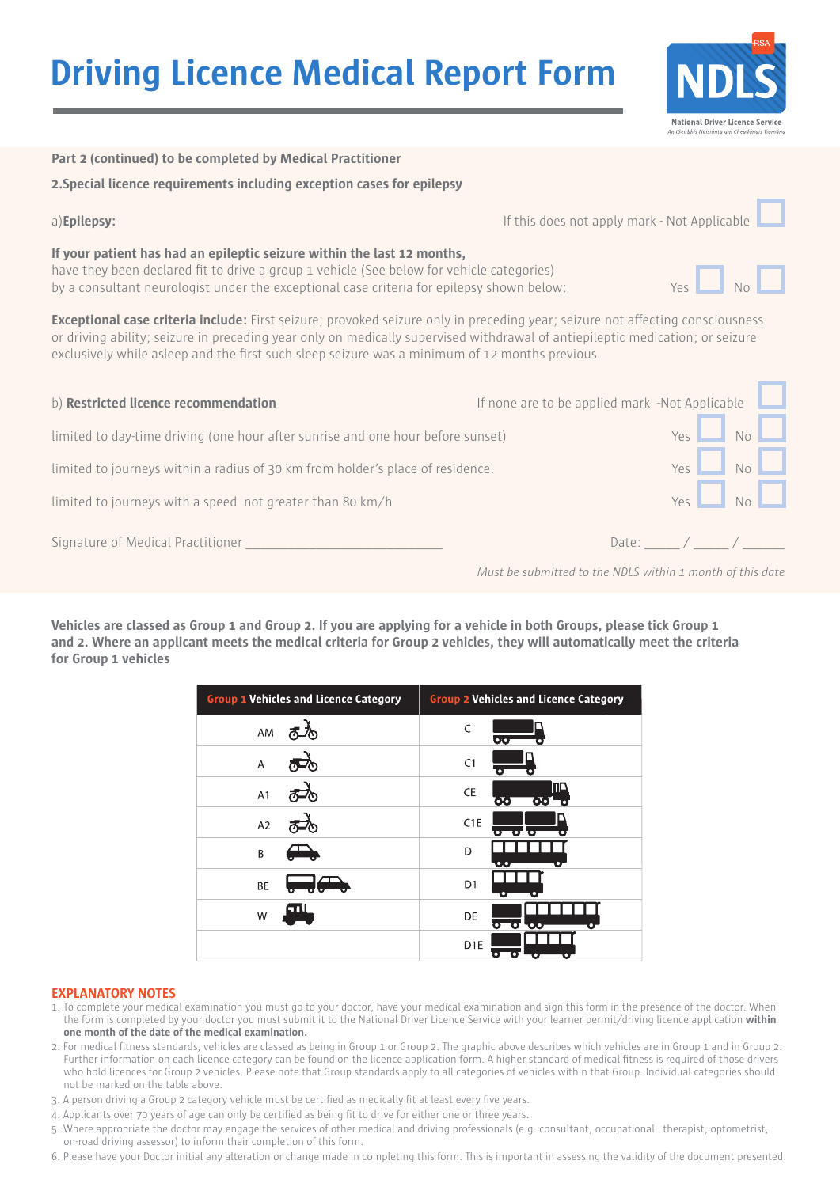# Driving Licence Medical Report Form

**Part 2 (continued) to be completed by Medical Practitioner**

**2.Special licence requirements including exception cases for epilepsy**

a)**Epilepsy:** If this does not apply mark - Not Applicable ☐

**If your patient has had an epileptic seizure within the last 12 months,** have they been declared fit to drive a group 1 vehicle (See below for vehicle categories) by a consultant neurologist under the exceptional case criteria for epilepsy shown below: Yes ☐ No ☐

**Exceptional case criteria include:** First seizure; provoked seizure only in preceding year; seizure not affecting consciousness or driving ability; seizure in preceding year only on medically supervised withdrawal of antiepileptic medication; or seizure exclusively while asleep and the first such sleep seizure was a minimum of 12 months previous

b) **Restricted licence recommendation** If none are to be applied mark -Not Applicable ☐

limited to day-time driving (one hour after sunrise and one hour before sunset) Yes ☐ No ☐

limited to journeys within a radius of 30 km from holder's place of residence. Yes ☐ No ☐

limited to journeys with a speed not greater than 80 km/h Yes ☐ No ☐

Signature of Medical Practitioner ______________________________ Date: _____ / _____ / ______

*Must be submitted to the NDLS within 1 month of this date*

**Vehicles are classed as Group 1 and Group 2. If you are applying for a vehicle in both Groups, please tick Group 1 and 2. Where an applicant meets the medical criteria for Group 2 vehicles, they will automatically meet the criteria for Group 1 vehicles**

| Group 1 Vehicles and Licence Category | Group 2 Vehicles and Licence Category |
|---|---|
| AM | C |
| A | C1 |
| A1 | CE |
| A2 | C1E |
| B | D |
| BE | D1 |
| W | DE |
| | D1E |

## EXPLANATORY NOTES

1. To complete your medical examination you must go to your doctor, have your medical examination and sign this form in the presence of the doctor. When the form is completed by your doctor you must submit it to the National Driver Licence Service with your learner permit/driving licence application **within one month of the date of the medical examination.**
2. For medical fitness standards, vehicles are classed as being in Group 1 or Group 2. The graphic above describes which vehicles are in Group 1 and in Group 2. Further information on each licence category can be found on the licence application form. A higher standard of medical fitness is required of those drivers who hold licences for Group 2 vehicles. Please note that Group standards apply to all categories of vehicles within that Group. Individual categories should not be marked on the table above.
3. A person driving a Group 2 category vehicle must be certified as medically fit at least every five years.
4. Applicants over 70 years of age can only be certified as being fit to drive for either one or three years.
5. Where appropriate the doctor may engage the services of other medical and driving professionals (e.g. consultant, occupational therapist, optometrist, on-road driving assessor) to inform their completion of this form.
6. Please have your Doctor initial any alteration or change made in completing this form. This is important in assessing the validity of the document presented.